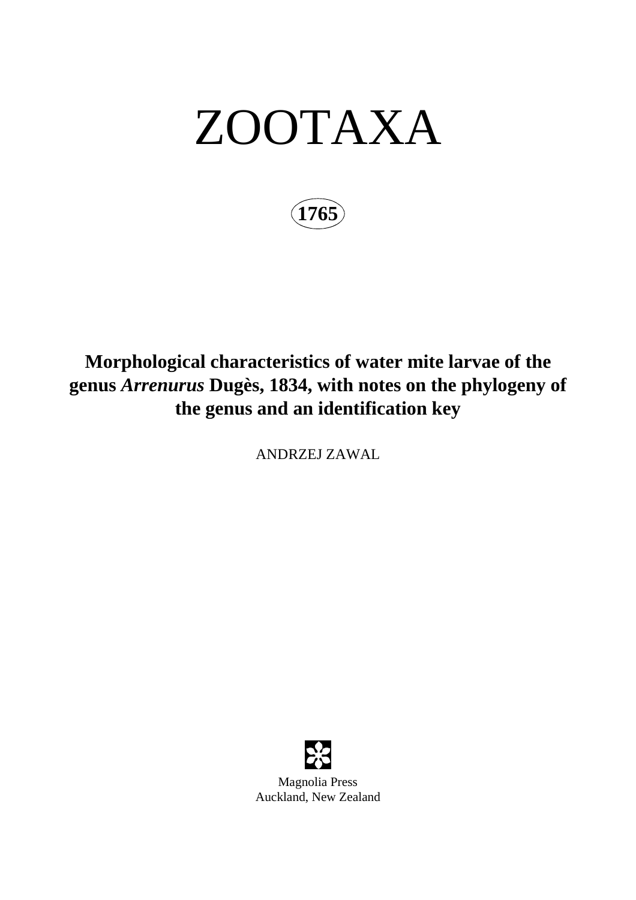# ZOOTAXA

**1765**

## Morphological characteristics of water mite larvae of the genus *Arrenurus* Dugès, 1834, with notes on the phylogeny of the genus and an identification key

ANDRZEJ ZAWAL

Magnolia Press
Auckland, New Zealand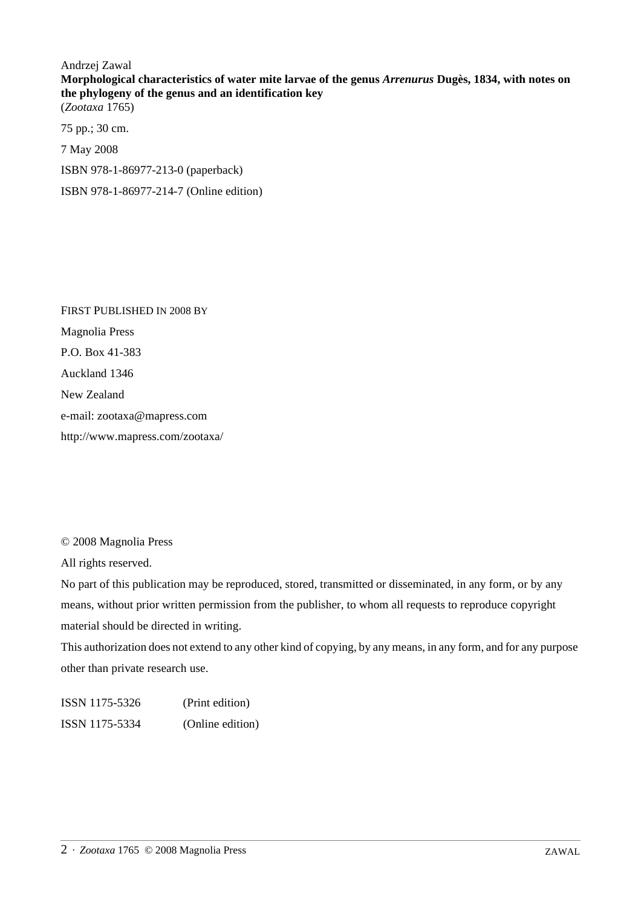Andrzej Zawal

**Morphological characteristics of water mite larvae of the genus *Arrenurus* Dugès, 1834, with notes on the phylogeny of the genus and an identification key**

(*Zootaxa* 1765)

75 pp.; 30 cm.

7 May 2008

ISBN 978-1-86977-213-0 (paperback)

ISBN 978-1-86977-214-7 (Online edition)

FIRST PUBLISHED IN 2008 BY

Magnolia Press

P.O. Box 41-383

Auckland 1346

New Zealand

e-mail: zootaxa@mapress.com

http://www.mapress.com/zootaxa/

© 2008 Magnolia Press

All rights reserved.

No part of this publication may be reproduced, stored, transmitted or disseminated, in any form, or by any means, without prior written permission from the publisher, to whom all requests to reproduce copyright material should be directed in writing.

This authorization does not extend to any other kind of copying, by any means, in any form, and for any purpose other than private research use.

ISSN 1175-5326 (Print edition)

ISSN 1175-5334 (Online edition)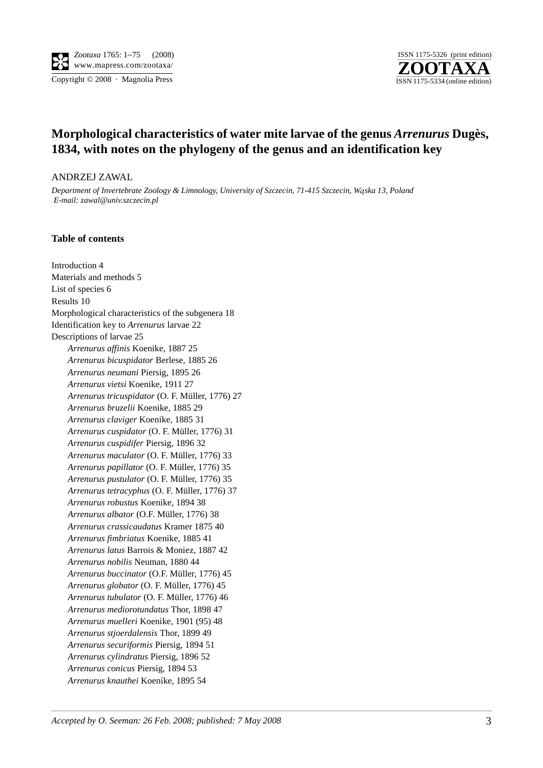# Morphological characteristics of water mite larvae of the genus *Arrenurus* Dugès, 1834, with notes on the phylogeny of the genus and an identification key

ANDRZEJ ZAWAL

*Department of Invertebrate Zoology & Limnology, University of Szczecin, 71-415 Szczecin, Wąska 13, Poland*
*E-mail: zawal@univ.szczecin.pl*

## Table of contents

Introduction 4
Materials and methods 5
List of species 6
Results 10
Morphological characteristics of the subgenera 18
Identification key to *Arrenurus* larvae 22
Descriptions of larvae 25

- *Arrenurus affinis* Koenike, 1887 25
- *Arrenurus bicuspidator* Berlese, 1885 26
- *Arrenurus neumani* Piersig, 1895 26
- *Arrenurus vietsi* Koenike, 1911 27
- *Arrenurus tricuspidator* (O. F. Müller, 1776) 27
- *Arrenurus bruzelii* Koenike, 1885 29
- *Arrenurus claviger* Koenike, 1885 31
- *Arrenurus cuspidator* (O. F. Müller, 1776) 31
- *Arrenurus cuspidifer* Piersig, 1896 32
- *Arrenurus maculator* (O. F. Müller, 1776) 33
- *Arrenurus papillator* (O. F. Müller, 1776) 35
- *Arrenurus pustulator* (O. F. Müller, 1776) 35
- *Arrenurus tetracyphus* (O. F. Müller, 1776) 37
- *Arrenurus robustus* Koenike, 1894 38
- *Arrenurus albator* (O.F. Müller, 1776) 38
- *Arrenurus crassicaudatus* Kramer 1875 40
- *Arrenurus fimbriatus* Koenike, 1885 41
- *Arrenurus latus* Barrois & Moniez, 1887 42
- *Arrenurus nobilis* Neuman, 1880 44
- *Arrenurus buccinator* (O.F. Müller, 1776) 45
- *Arrenurus globator* (O. F. Müller, 1776) 45
- *Arrenurus tubulator* (O. F. Müller, 1776) 46
- *Arrenurus mediorotundatus* Thor, 1898 47
- *Arrenurus muelleri* Koenike, 1901 (95) 48
- *Arrenurus stjoerdalensis* Thor, 1899 49
- *Arrenurus securiformis* Piersig, 1894 51
- *Arrenurus cylindratus* Piersig, 1896 52
- *Arrenurus conicus* Piersig, 1894 53
- *Arrenurus knauthei* Koenike, 1895 54

*Accepted by O. Seeman: 26 Feb. 2008; published: 7 May 2008*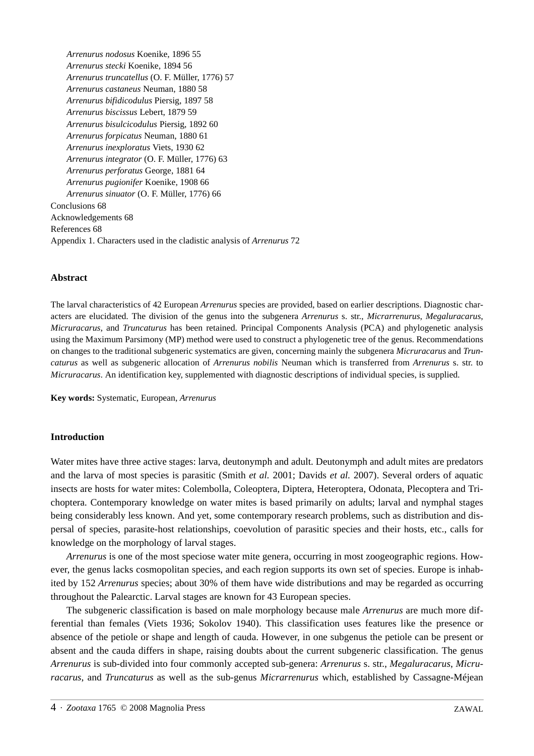*Arrenurus nodosus* Koenike, 1896 55
*Arrenurus stecki* Koenike, 1894 56
*Arrenurus truncatellus* (O. F. Müller, 1776) 57
*Arrenurus castaneus* Neuman, 1880 58
*Arrenurus bifidicodulus* Piersig, 1897 58
*Arrenurus biscissus* Lebert, 1879 59
*Arrenurus bisulcicodulus* Piersig, 1892 60
*Arrenurus forpicatus* Neuman, 1880 61
*Arrenurus inexploratus* Viets, 1930 62
*Arrenurus integrator* (O. F. Müller, 1776) 63
*Arrenurus perforatus* George, 1881 64
*Arrenurus pugionifer* Koenike, 1908 66
*Arrenurus sinuator* (O. F. Müller, 1776) 66

Conclusions 68
Acknowledgements 68
References 68
Appendix 1. Characters used in the cladistic analysis of *Arrenurus* 72

## Abstract

The larval characteristics of 42 European *Arrenurus* species are provided, based on earlier descriptions. Diagnostic characters are elucidated. The division of the genus into the subgenera *Arrenurus* s. str., *Micrarrenurus*, *Megaluracarus*, *Micruracarus*, and *Truncaturus* has been retained. Principal Components Analysis (PCA) and phylogenetic analysis using the Maximum Parsimony (MP) method were used to construct a phylogenetic tree of the genus. Recommendations on changes to the traditional subgeneric systematics are given, concerning mainly the subgenera *Micruracarus* and *Truncaturus* as well as subgeneric allocation of *Arrenurus nobilis* Neuman which is transferred from *Arrenurus* s. str. to *Micruracarus*. An identification key, supplemented with diagnostic descriptions of individual species, is supplied.

**Key words:** Systematic, European, *Arrenurus*

## Introduction

Water mites have three active stages: larva, deutonymph and adult. Deutonymph and adult mites are predators and the larva of most species is parasitic (Smith *et al.* 2001; Davids *et al.* 2007). Several orders of aquatic insects are hosts for water mites: Colembolla, Coleoptera, Diptera, Heteroptera, Odonata, Plecoptera and Trichoptera. Contemporary knowledge on water mites is based primarily on adults; larval and nymphal stages being considerably less known. And yet, some contemporary research problems, such as distribution and dispersal of species, parasite-host relationships, coevolution of parasitic species and their hosts, etc., calls for knowledge on the morphology of larval stages.

*Arrenurus* is one of the most speciose water mite genera, occurring in most zoogeographic regions. However, the genus lacks cosmopolitan species, and each region supports its own set of species. Europe is inhabited by 152 *Arrenurus* species; about 30% of them have wide distributions and may be regarded as occurring throughout the Palearctic. Larval stages are known for 43 European species.

The subgeneric classification is based on male morphology because male *Arrenurus* are much more differential than females (Viets 1936; Sokolov 1940). This classification uses features like the presence or absence of the petiole or shape and length of cauda. However, in one subgenus the petiole can be present or absent and the cauda differs in shape, raising doubts about the current subgeneric classification. The genus *Arrenurus* is sub-divided into four commonly accepted sub-genera: *Arrenurus* s. str., *Megaluracarus*, *Micruracarus*, and *Truncaturus* as well as the sub-genus *Micrarrenurus* which, established by Cassagne-Méjean